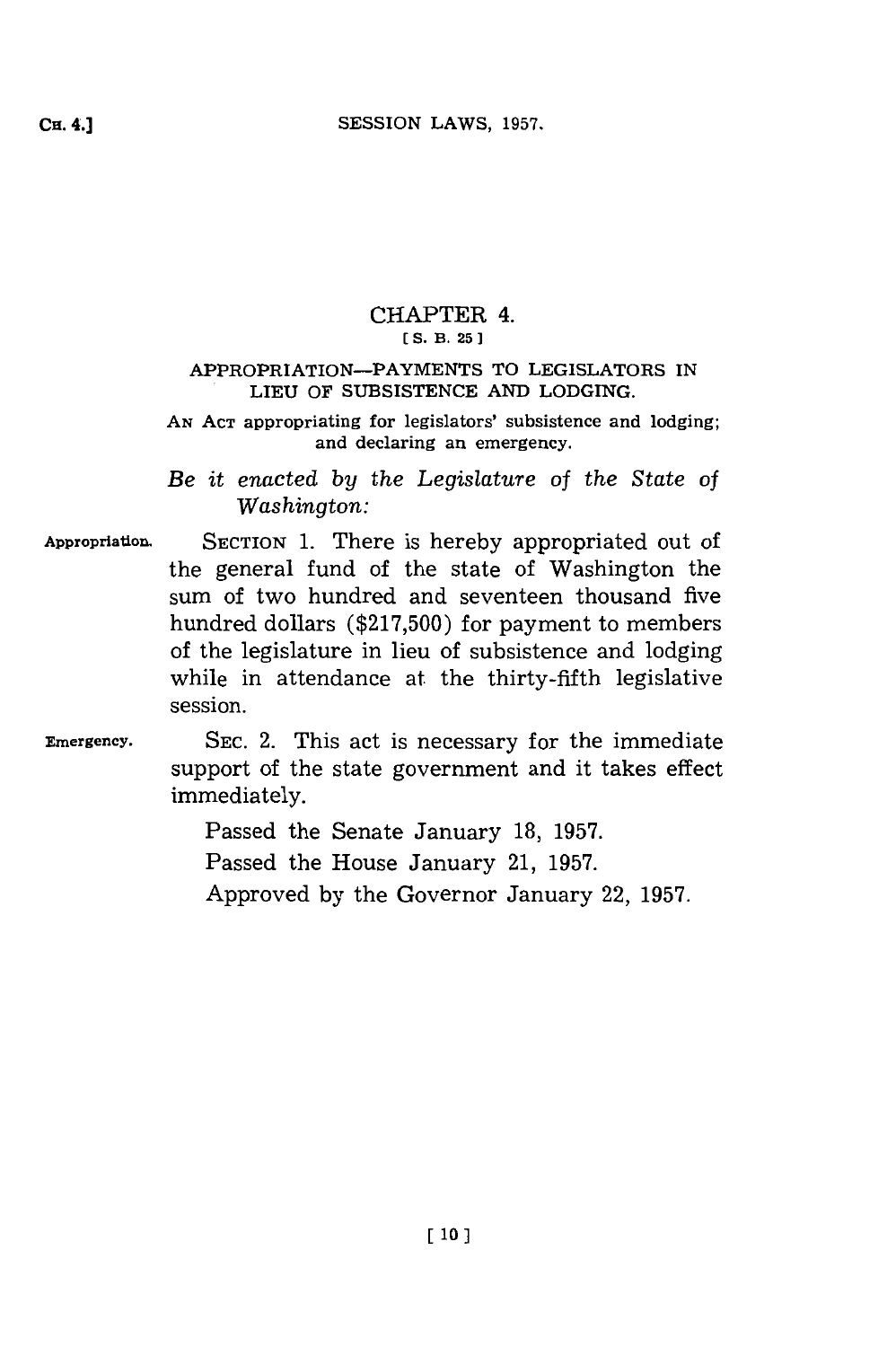# CHAPTER 4.

[S. B. 25]

## APPROPRIATION—PAYMENTS TO LEGISLATORS IN LIEU OF SUBSISTENCE AND LODGING.

AN ACT appropriating for legislators' subsistence and lodging; and declaring an emergency.

*Be it enacted by the Legislature of the State of Washington:*

Appropriation. SECTION 1. There is hereby appropriated out of the general fund of the state of Washington the sum of two hundred and seventeen thousand five hundred dollars ($217,500) for payment to members of the legislature in lieu of subsistence and lodging while in attendance at the thirty-fifth legislative session.

Emergency. SEC. 2. This act is necessary for the immediate support of the state government and it takes effect immediately.

Passed the Senate January 18, 1957.

Passed the House January 21, 1957.

Approved by the Governor January 22, 1957.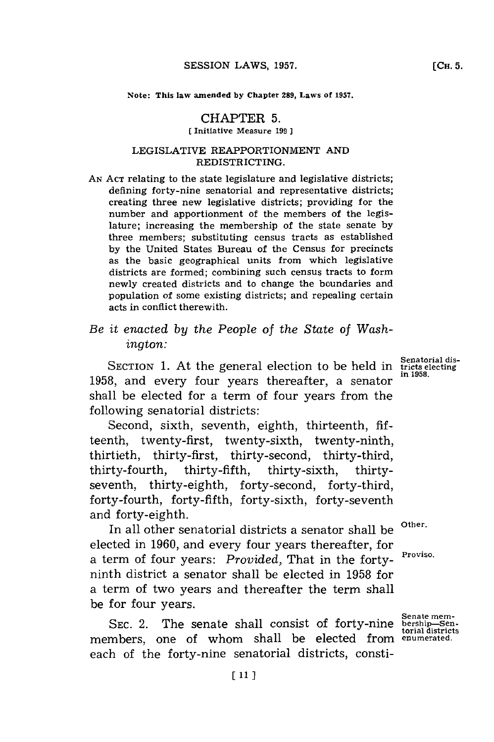Note: This law amended by Chapter 289, Laws of 1957.

# CHAPTER 5.

[ Initiative Measure 199 ]

## LEGISLATIVE REAPPORTIONMENT AND REDISTRICTING.

AN ACT relating to the state legislature and legislative districts; defining forty-nine senatorial and representative districts; creating three new legislative districts; providing for the number and apportionment of the members of the legislature; increasing the membership of the state senate by three members; substituting census tracts as established by the United States Bureau of the Census for precincts as the basic geographical units from which legislative districts are formed; combining such census tracts to form newly created districts and to change the boundaries and population of some existing districts; and repealing certain acts in conflict therewith.

*Be it enacted by the People of the State of Washington:*

Senatorial districts electing in 1958.

SECTION 1. At the general election to be held in 1958, and every four years thereafter, a senator shall be elected for a term of four years from the following senatorial districts:

Second, sixth, seventh, eighth, thirteenth, fifteenth, twenty-first, twenty-sixth, twenty-ninth, thirtieth, thirty-first, thirty-second, thirty-third, thirty-fourth, thirty-fifth, thirty-sixth, thirty-seventh, thirty-eighth, forty-second, forty-third, forty-fourth, forty-fifth, forty-sixth, forty-seventh and forty-eighth.

Other.

In all other senatorial districts a senator shall be elected in 1960, and every four years thereafter, for a term of four years: *Provided,* That in the forty-ninth district a senator shall be elected in 1958 for a term of two years and thereafter the term shall be for four years.

Proviso.

Senate membership—Senatorial districts enumerated.

SEC. 2. The senate shall consist of forty-nine members, one of whom shall be elected from each of the forty-nine senatorial districts, consti-